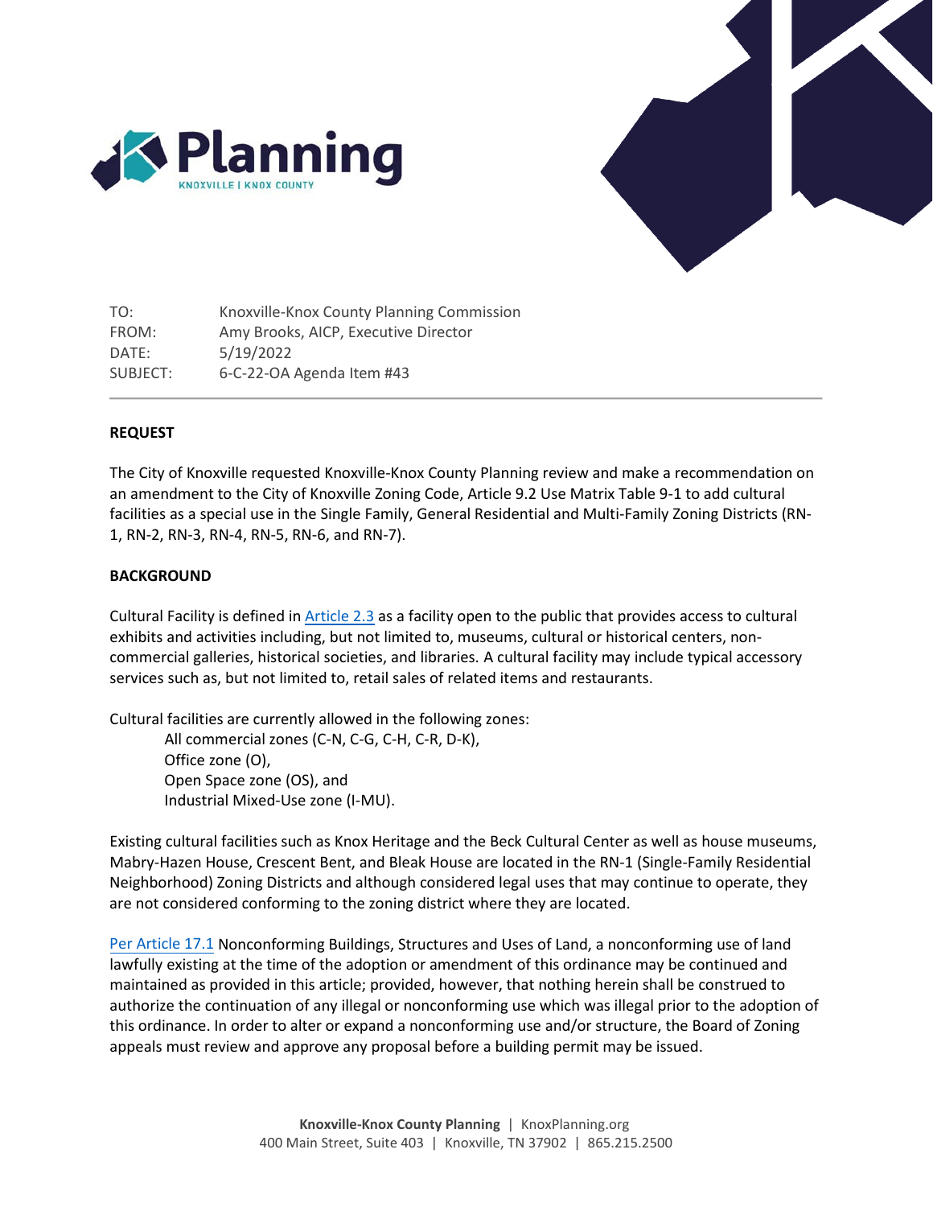TO: Knoxville-Knox County Planning Commission
FROM: Amy Brooks, AICP, Executive Director
DATE: 5/19/2022
SUBJECT: 6-C-22-OA Agenda Item #43

---

**REQUEST**

The City of Knoxville requested Knoxville-Knox County Planning review and make a recommendation on an amendment to the City of Knoxville Zoning Code, Article 9.2 Use Matrix Table 9-1 to add cultural facilities as a special use in the Single Family, General Residential and Multi-Family Zoning Districts (RN-1, RN-2, RN-3, RN-4, RN-5, RN-6, and RN-7).

**BACKGROUND**

Cultural Facility is defined in Article 2.3 as a facility open to the public that provides access to cultural exhibits and activities including, but not limited to, museums, cultural or historical centers, non-commercial galleries, historical societies, and libraries. A cultural facility may include typical accessory services such as, but not limited to, retail sales of related items and restaurants.

Cultural facilities are currently allowed in the following zones:

All commercial zones (C-N, C-G, C-H, C-R, D-K),
Office zone (O),
Open Space zone (OS), and
Industrial Mixed-Use zone (I-MU).

Existing cultural facilities such as Knox Heritage and the Beck Cultural Center as well as house museums, Mabry-Hazen House, Crescent Bent, and Bleak House are located in the RN-1 (Single-Family Residential Neighborhood) Zoning Districts and although considered legal uses that may continue to operate, they are not considered conforming to the zoning district where they are located.

Per Article 17.1 Nonconforming Buildings, Structures and Uses of Land, a nonconforming use of land lawfully existing at the time of the adoption or amendment of this ordinance may be continued and maintained as provided in this article; provided, however, that nothing herein shall be construed to authorize the continuation of any illegal or nonconforming use which was illegal prior to the adoption of this ordinance. In order to alter or expand a nonconforming use and/or structure, the Board of Zoning appeals must review and approve any proposal before a building permit may be issued.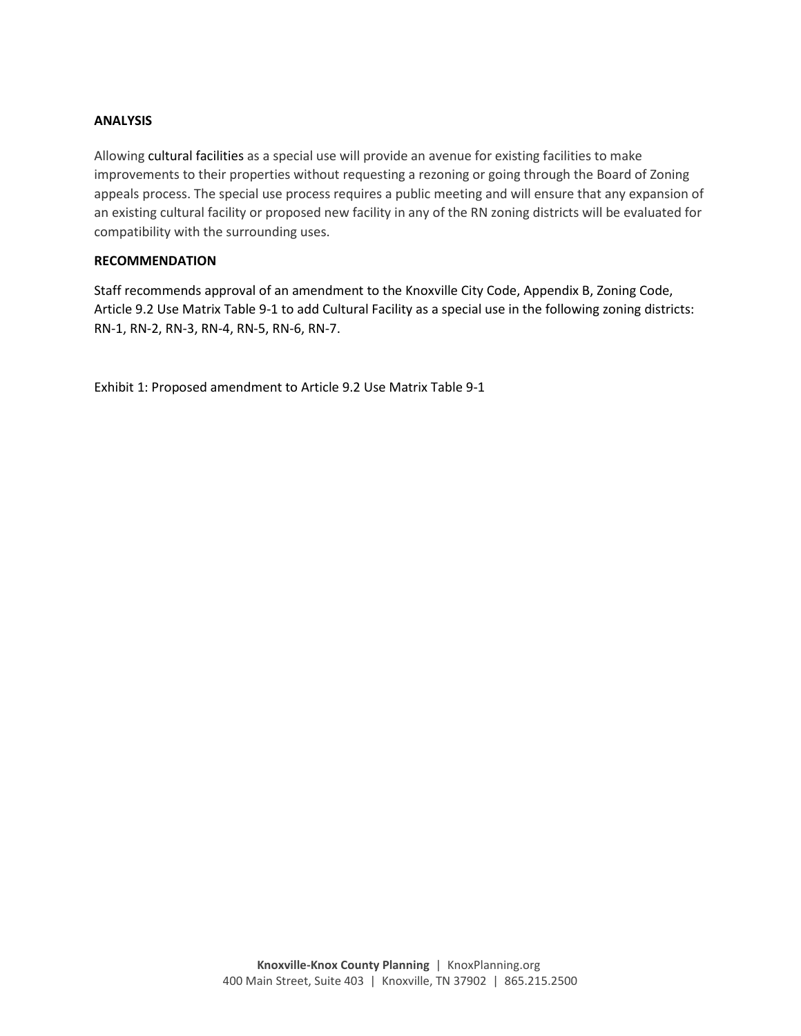**ANALYSIS**

Allowing cultural facilities as a special use will provide an avenue for existing facilities to make improvements to their properties without requesting a rezoning or going through the Board of Zoning appeals process. The special use process requires a public meeting and will ensure that any expansion of an existing cultural facility or proposed new facility in any of the RN zoning districts will be evaluated for compatibility with the surrounding uses.

**RECOMMENDATION**

Staff recommends approval of an amendment to the Knoxville City Code, Appendix B, Zoning Code, Article 9.2 Use Matrix Table 9-1 to add Cultural Facility as a special use in the following zoning districts: RN-1, RN-2, RN-3, RN-4, RN-5, RN-6, RN-7.

Exhibit 1: Proposed amendment to Article 9.2 Use Matrix Table 9-1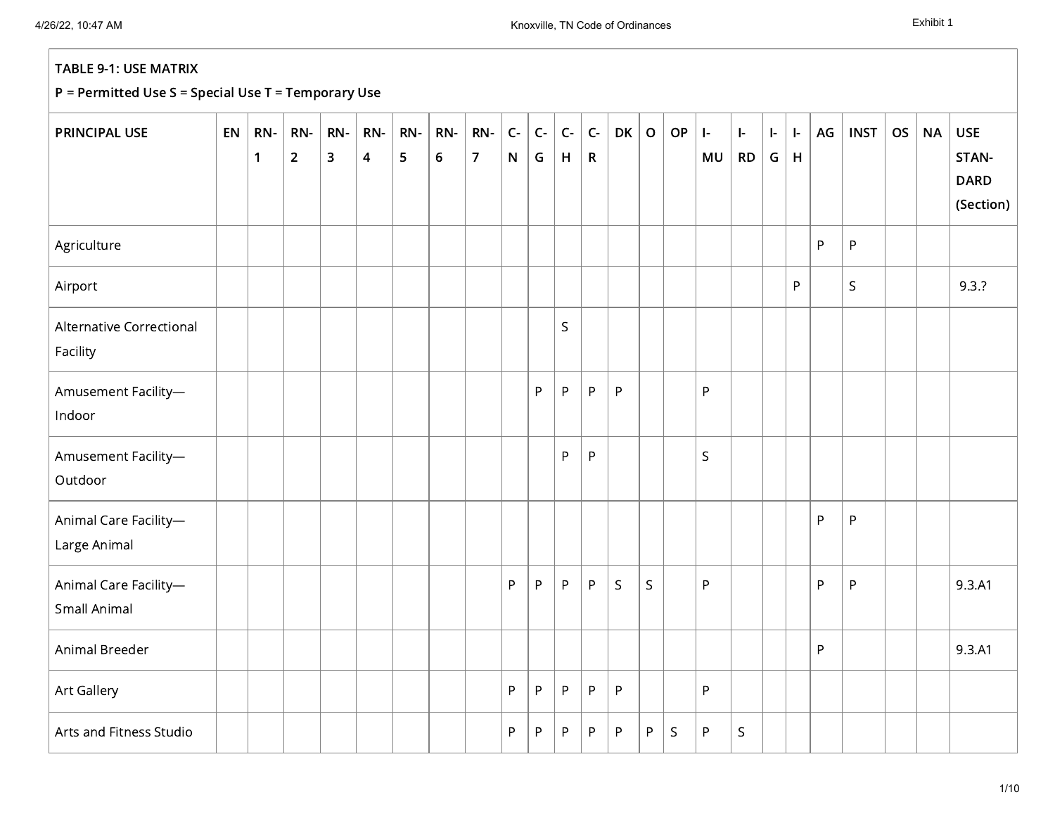**TABLE 9-1: USE MATRIX**

**P = Permitted Use S = Special Use T = Temporary Use**

| PRINCIPAL USE | EN | RN-1 | RN-2 | RN-3 | RN-4 | RN-5 | RN-6 | RN-7 | C-N | C-G | C-H | C-R | DK | O | OP | I-MU | I-RD | I-G | I-H | AG | INST | OS | NA | USE STANDARD (Section) |
|---|---|---|---|---|---|---|---|---|---|---|---|---|---|---|---|---|---|---|---|---|---|---|---|---|
| Agriculture | | | | | | | | | | | | | | | | | | | | P | P | | | |
| Airport | | | | | | | | | | | | | | | | | | | P | | S | | | 9.3.? |
| Alternative Correctional Facility | | | | | | | | | | | S | | | | | | | | | | | | | |
| Amusement Facility—Indoor | | | | | | | | | | P | P | P | P | | | P | | | | | | | | |
| Amusement Facility—Outdoor | | | | | | | | | | | P | P | | | | S | | | | | | | | |
| Animal Care Facility—Large Animal | | | | | | | | | | | | | | | | | | | | P | P | | | |
| Animal Care Facility—Small Animal | | | | | | | | | P | P | P | P | S | S | | P | | | | P | P | | | 9.3.A1 |
| Animal Breeder | | | | | | | | | | | | | | | | | | | | P | | | | 9.3.A1 |
| Art Gallery | | | | | | | | | P | P | P | P | P | | | P | | | | | | | | |
| Arts and Fitness Studio | | | | | | | | | P | P | P | P | P | P | S | P | S | | | | | | | |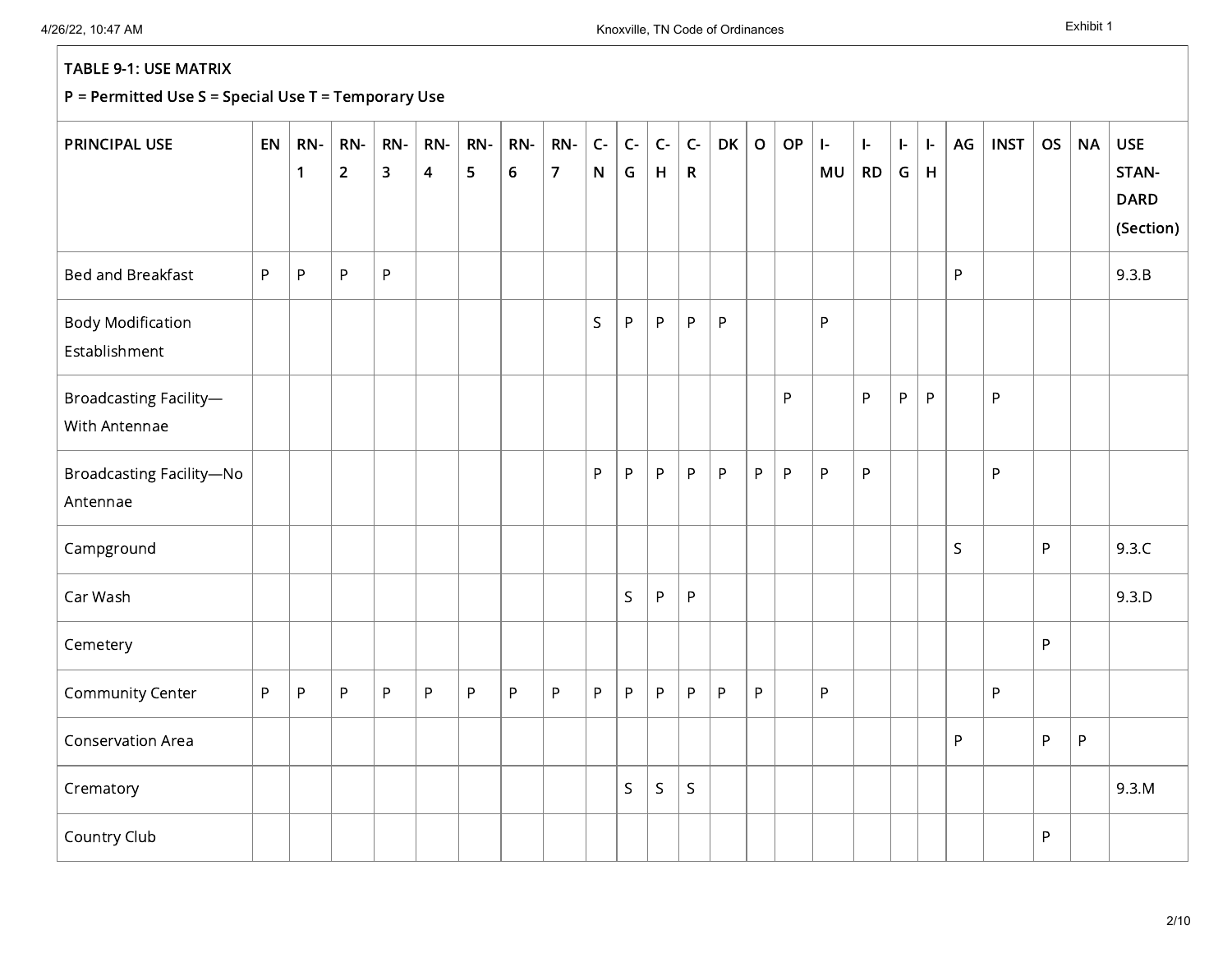**TABLE 9-1: USE MATRIX**

**P = Permitted Use S = Special Use T = Temporary Use**

| PRINCIPAL USE | EN | RN-1 | RN-2 | RN-3 | RN-4 | RN-5 | RN-6 | RN-7 | C-N | C-G | C-H | C-R | DK | O | OP | I-MU | I-RD | I-G | I-H | AG | INST | OS | NA | USE STANDARD (Section) |
|---|---|---|---|---|---|---|---|---|---|---|---|---|---|---|---|---|---|---|---|---|---|---|---|---|
| Bed and Breakfast | P | P | P | P | | | | | | | | | | | | | | | | P | | | | 9.3.B |
| Body Modification Establishment | | | | | | | | | S | P | P | P | P | | | P | | | | | | | | |
| Broadcasting Facility—With Antennae | | | | | | | | | | | | | | | P | | P | P | P | | P | | | |
| Broadcasting Facility—No Antennae | | | | | | | | | P | P | P | P | P | P | P | P | P | | | | P | | | |
| Campground | | | | | | | | | | | | | | | | | | | | S | | P | | 9.3.C |
| Car Wash | | | | | | | | | | S | P | P | | | | | | | | | | | | 9.3.D |
| Cemetery | | | | | | | | | | | | | | | | | | | | | | P | | |
| Community Center | P | P | P | P | P | P | P | P | P | P | P | P | P | P | | P | | | | | P | | | |
| Conservation Area | | | | | | | | | | | | | | | | | | | | P | | P | P | |
| Crematory | | | | | | | | | | S | S | S | | | | | | | | | | | | 9.3.M |
| Country Club | | | | | | | | | | | | | | | | | | | | | | P | | |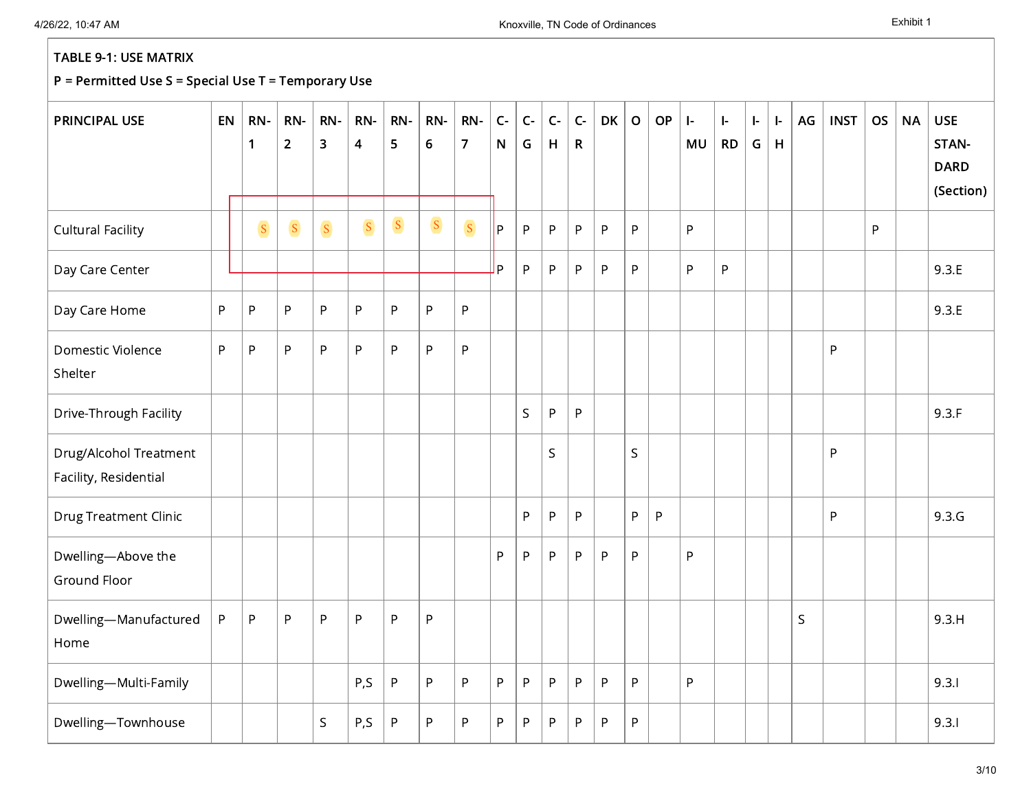**TABLE 9-1: USE MATRIX**

**P = Permitted Use S = Special Use T = Temporary Use**

| PRINCIPAL USE | EN | RN-1 | RN-2 | RN-3 | RN-4 | RN-5 | RN-6 | RN-7 | C-N | C-G | C-H | C-R | DK | O | OP | I-MU | I-RD | I-G | I-H | AG | INST | OS | NA | USE STANDARD (Section) |
|---|---|---|---|---|---|---|---|---|---|---|---|---|---|---|---|---|---|---|---|---|---|---|---|---|
| Cultural Facility | | S | S | S | S | S | S | S | P | P | P | P | P | P | | P | | | | | | P | | |
| Day Care Center | | | | | | | | | P | P | P | P | P | P | | P | P | | | | | | | 9.3.E |
| Day Care Home | P | P | P | P | P | P | P | P | | | | | | | | | | | | | | | | 9.3.E |
| Domestic Violence Shelter | P | P | P | P | P | P | P | P | | | | | | | | | | | | | P | | | |
| Drive-Through Facility | | | | | | | | | | S | P | P | | | | | | | | | | | | 9.3.F |
| Drug/Alcohol Treatment Facility, Residential | | | | | | | | | | | S | | | S | | | | | | | P | | | |
| Drug Treatment Clinic | | | | | | | | | | P | P | P | | P | P | | | | | | P | | | 9.3.G |
| Dwelling—Above the Ground Floor | | | | | | | | | P | P | P | P | P | P | | P | | | | | | | | |
| Dwelling—Manufactured Home | P | P | P | P | P | P | P | | | | | | | | | | | | | S | | | | 9.3.H |
| Dwelling—Multi-Family | | | | | P,S | P | P | P | P | P | P | P | P | P | | P | | | | | | | | 9.3.I |
| Dwelling—Townhouse | | | | S | P,S | P | P | P | P | P | P | P | P | P | | | | | | | | | | 9.3.I |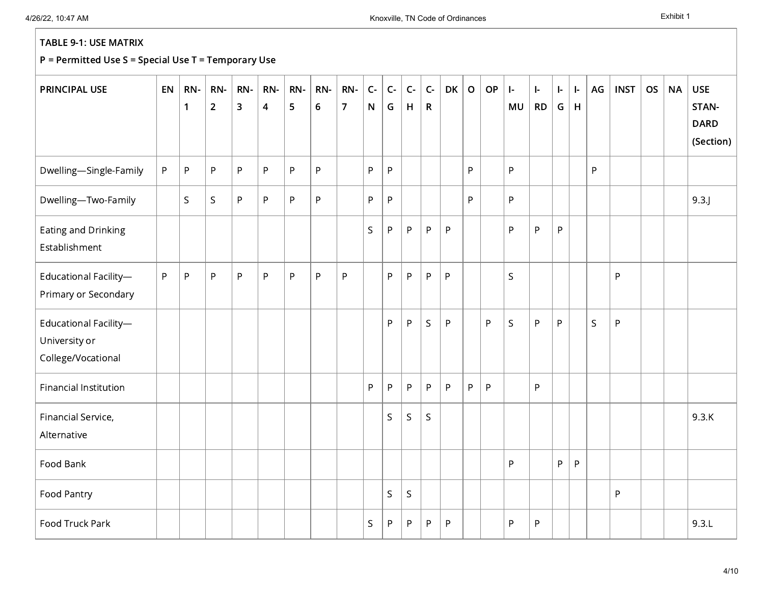**TABLE 9-1: USE MATRIX**

**P = Permitted Use S = Special Use T = Temporary Use**

| PRINCIPAL USE | EN | RN-1 | RN-2 | RN-3 | RN-4 | RN-5 | RN-6 | RN-7 | C-N | C-G | C-H | C-R | DK | O | OP | I-MU | I-RD | I-G | I-H | AG | INST | OS | NA | USE STANDARD (Section) |
|---|---|---|---|---|---|---|---|---|---|---|---|---|---|---|---|---|---|---|---|---|---|---|---|---|
| Dwelling—Single-Family | P | P | P | P | P | P | P | | P | P | | | | P | | P | | | | P | | | | |
| Dwelling—Two-Family | | S | S | P | P | P | P | | P | P | | | | P | | P | | | | | | | | 9.3.J |
| Eating and Drinking Establishment | | | | | | | | | S | P | P | P | P | | | P | P | P | | | | | | |
| Educational Facility—Primary or Secondary | P | P | P | P | P | P | P | P | | P | P | P | P | | | S | | | | | P | | | |
| Educational Facility—University or College/Vocational | | | | | | | | | | P | P | S | P | | P | S | P | P | | S | P | | | |
| Financial Institution | | | | | | | | | P | P | P | P | P | P | P | | P | | | | | | | |
| Financial Service, Alternative | | | | | | | | | | S | S | S | | | | | | | | | | | | 9.3.K |
| Food Bank | | | | | | | | | | | | | | | | P | | P | P | | | | | |
| Food Pantry | | | | | | | | | | S | S | | | | | | | | | | P | | | |
| Food Truck Park | | | | | | | | | S | P | P | P | P | | | P | P | | | | | | | 9.3.L |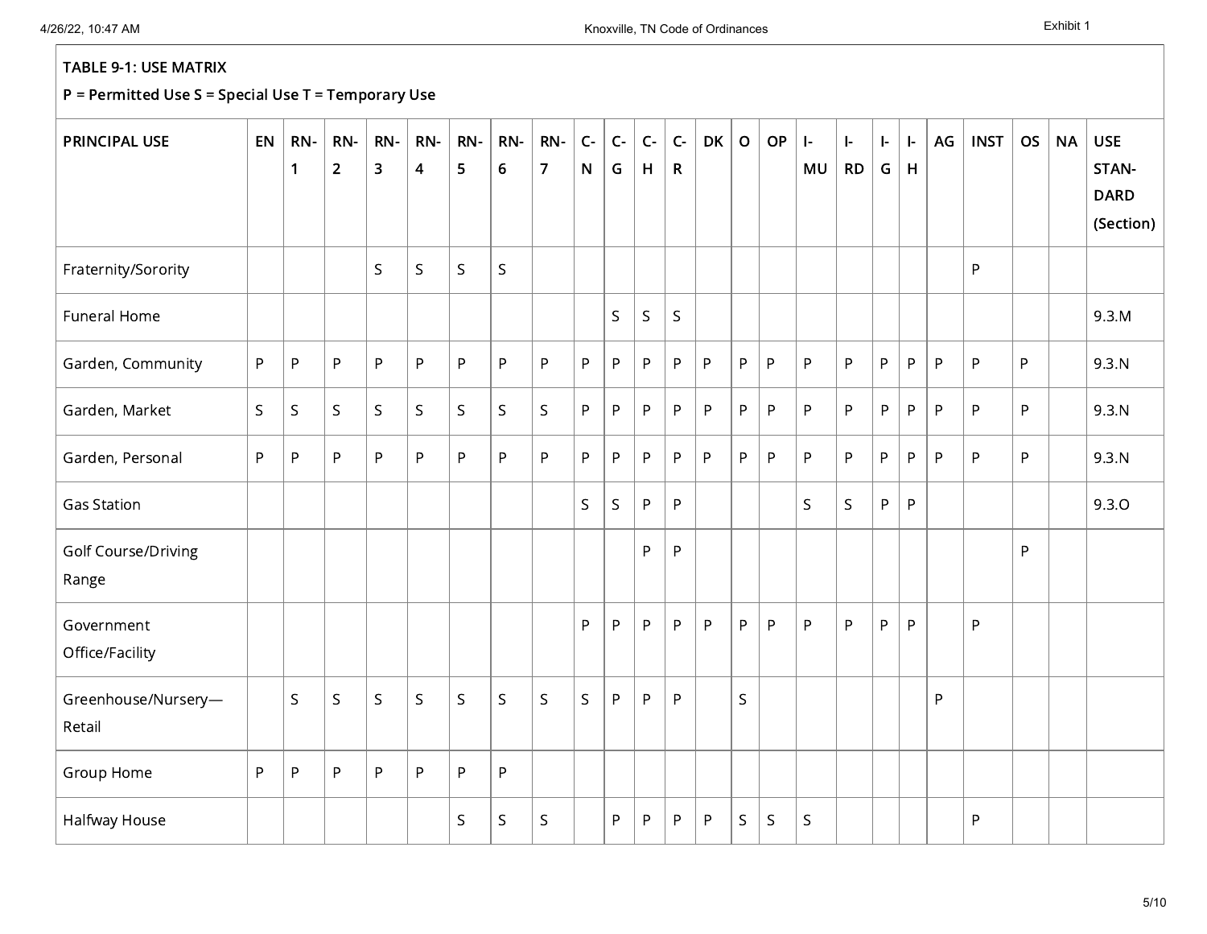**TABLE 9-1: USE MATRIX**

**P = Permitted Use S = Special Use T = Temporary Use**

| PRINCIPAL USE | EN | RN-1 | RN-2 | RN-3 | RN-4 | RN-5 | RN-6 | RN-7 | C-N | C-G | C-H | C-R | DK | O | OP | I-MU | I-RD | I-G | I-H | AG | INST | OS | NA | USE STANDARD (Section) |
|---|---|---|---|---|---|---|---|---|---|---|---|---|---|---|---|---|---|---|---|---|---|---|---|---|
| Fraternity/Sorority | | | | S | S | S | S | | | | | | | | | | | | | | P | | | |
| Funeral Home | | | | | | | | | | S | S | S | | | | | | | | | | | | 9.3.M |
| Garden, Community | P | P | P | P | P | P | P | P | P | P | P | P | P | P | P | P | P | P | P | P | P | P | | 9.3.N |
| Garden, Market | S | S | S | S | S | S | S | S | P | P | P | P | P | P | P | P | P | P | P | P | P | P | | 9.3.N |
| Garden, Personal | P | P | P | P | P | P | P | P | P | P | P | P | P | P | P | P | P | P | P | P | P | P | | 9.3.N |
| Gas Station | | | | | | | | | S | S | P | P | | | | S | S | P | P | | | | | 9.3.O |
| Golf Course/Driving Range | | | | | | | | | | | P | P | | | | | | | | | | P | | |
| Government Office/Facility | | | | | | | | | P | P | P | P | P | P | P | P | P | P | P | | P | | | |
| Greenhouse/Nursery—Retail | | S | S | S | S | S | S | S | S | P | P | P | | S | | | | | | P | | | | |
| Group Home | P | P | P | P | P | P | P | | | | | | | | | | | | | | | | | |
| Halfway House | | | | | | S | S | S | | P | P | P | P | S | S | S | | | | | P | | | |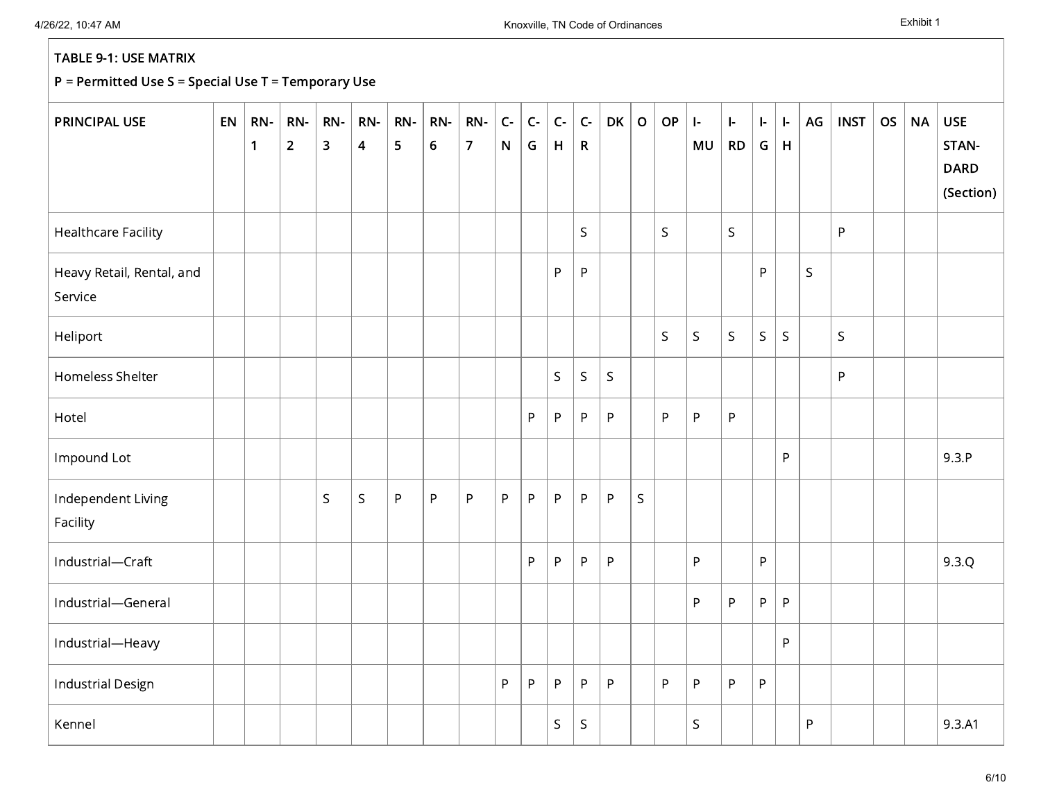**TABLE 9-1: USE MATRIX**

**P = Permitted Use S = Special Use T = Temporary Use**

| PRINCIPAL USE | EN | RN-1 | RN-2 | RN-3 | RN-4 | RN-5 | RN-6 | RN-7 | C-N | C-G | C-H | C-R | DK | O | OP | I-MU | I-RD | I-G | I-H | AG | INST | OS | NA | USE STANDARD (Section) |
|---|---|---|---|---|---|---|---|---|---|---|---|---|---|---|---|---|---|---|---|---|---|---|---|---|
| Healthcare Facility | | | | | | | | | | | | S | | | S | | S | | | | P | | | |
| Heavy Retail, Rental, and Service | | | | | | | | | | | P | P | | | | | | P | | S | | | | |
| Heliport | | | | | | | | | | | | | | | S | S | S | S | S | | S | | | |
| Homeless Shelter | | | | | | | | | | | S | S | S | | | | | | | | P | | | |
| Hotel | | | | | | | | | | P | P | P | P | | P | P | P | | | | | | | |
| Impound Lot | | | | | | | | | | | | | | | | | | | P | | | | | 9.3.P |
| Independent Living Facility | | | | S | S | P | P | P | P | P | P | P | P | S | | | | | | | | | | |
| Industrial—Craft | | | | | | | | | | P | P | P | P | | | P | | P | | | | | | 9.3.Q |
| Industrial—General | | | | | | | | | | | | | | | | P | P | P | P | | | | | |
| Industrial—Heavy | | | | | | | | | | | | | | | | | | | P | | | | | |
| Industrial Design | | | | | | | | | P | P | P | P | P | | P | P | P | P | | | | | | |
| Kennel | | | | | | | | | | | S | S | | | | S | | | | P | | | | 9.3.A1 |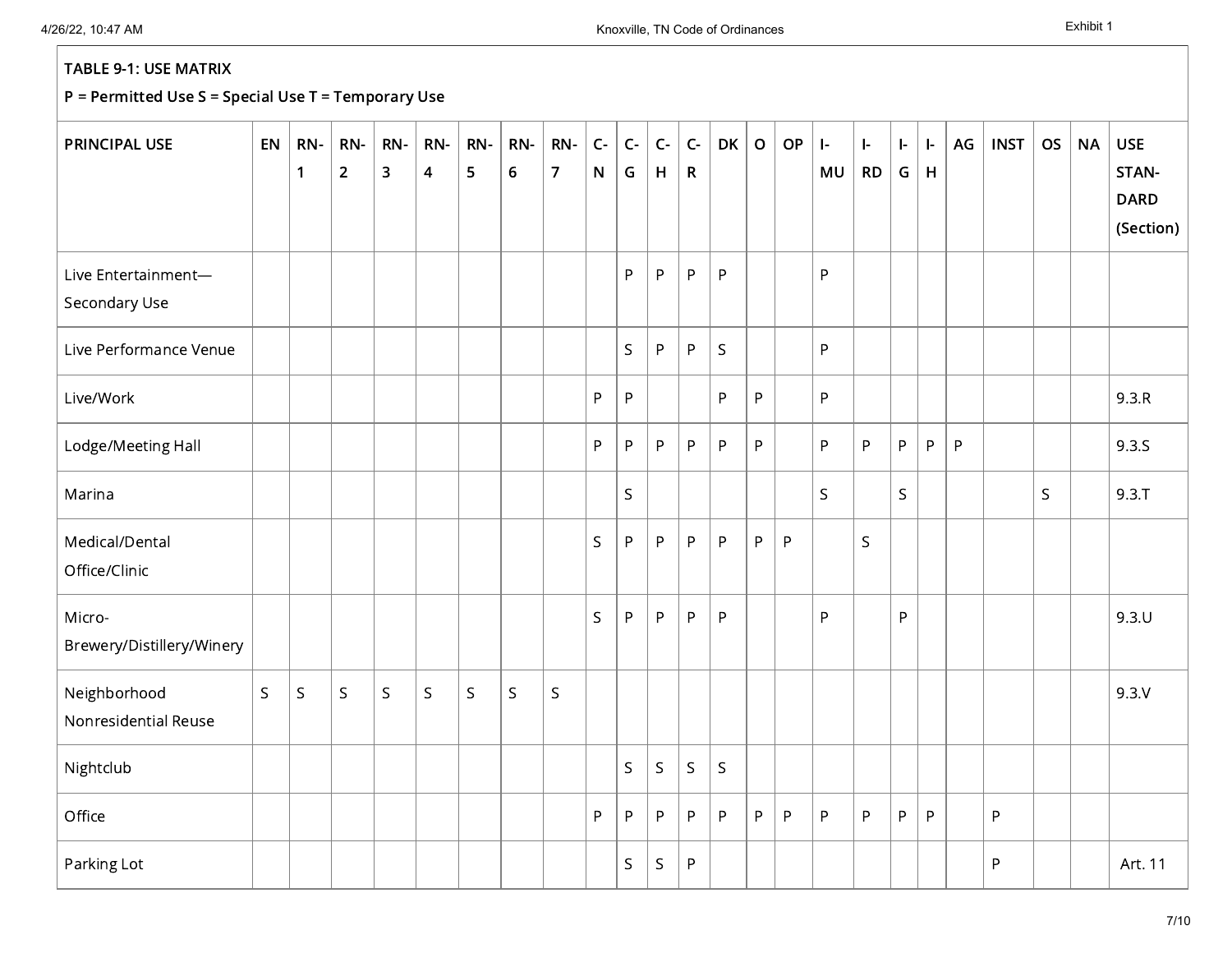**TABLE 9-1: USE MATRIX**

**P = Permitted Use S = Special Use T = Temporary Use**

| PRINCIPAL USE | EN | RN-1 | RN-2 | RN-3 | RN-4 | RN-5 | RN-6 | RN-7 | C-N | C-G | C-H | C-R | DK | O | OP | I-MU | I-RD | I-G | I-H | AG | INST | OS | NA | USE STANDARD (Section) |
|---|---|---|---|---|---|---|---|---|---|---|---|---|---|---|---|---|---|---|---|---|---|---|---|---|
| Live Entertainment—Secondary Use | | | | | | | | | | P | P | P | P | | | P | | | | | | | | |
| Live Performance Venue | | | | | | | | | | S | P | P | S | | | P | | | | | | | | |
| Live/Work | | | | | | | | | P | P | | | P | P | | P | | | | | | | | 9.3.R |
| Lodge/Meeting Hall | | | | | | | | | P | P | P | P | P | P | | P | P | P | P | P | | | | 9.3.S |
| Marina | | | | | | | | | | S | | | | | | S | | S | | | | S | | 9.3.T |
| Medical/Dental Office/Clinic | | | | | | | | | S | P | P | P | P | P | P | | S | | | | | | | |
| Micro-Brewery/Distillery/Winery | | | | | | | | | S | P | P | P | P | | | P | | P | | | | | | 9.3.U |
| Neighborhood Nonresidential Reuse | S | S | S | S | S | S | S | S | | | | | | | | | | | | | | | | 9.3.V |
| Nightclub | | | | | | | | | | S | S | S | S | | | | | | | | | | | |
| Office | | | | | | | | | P | P | P | P | P | P | P | P | P | P | P | | P | | | |
| Parking Lot | | | | | | | | | | S | S | P | | | | | | | | | P | | | Art. 11 |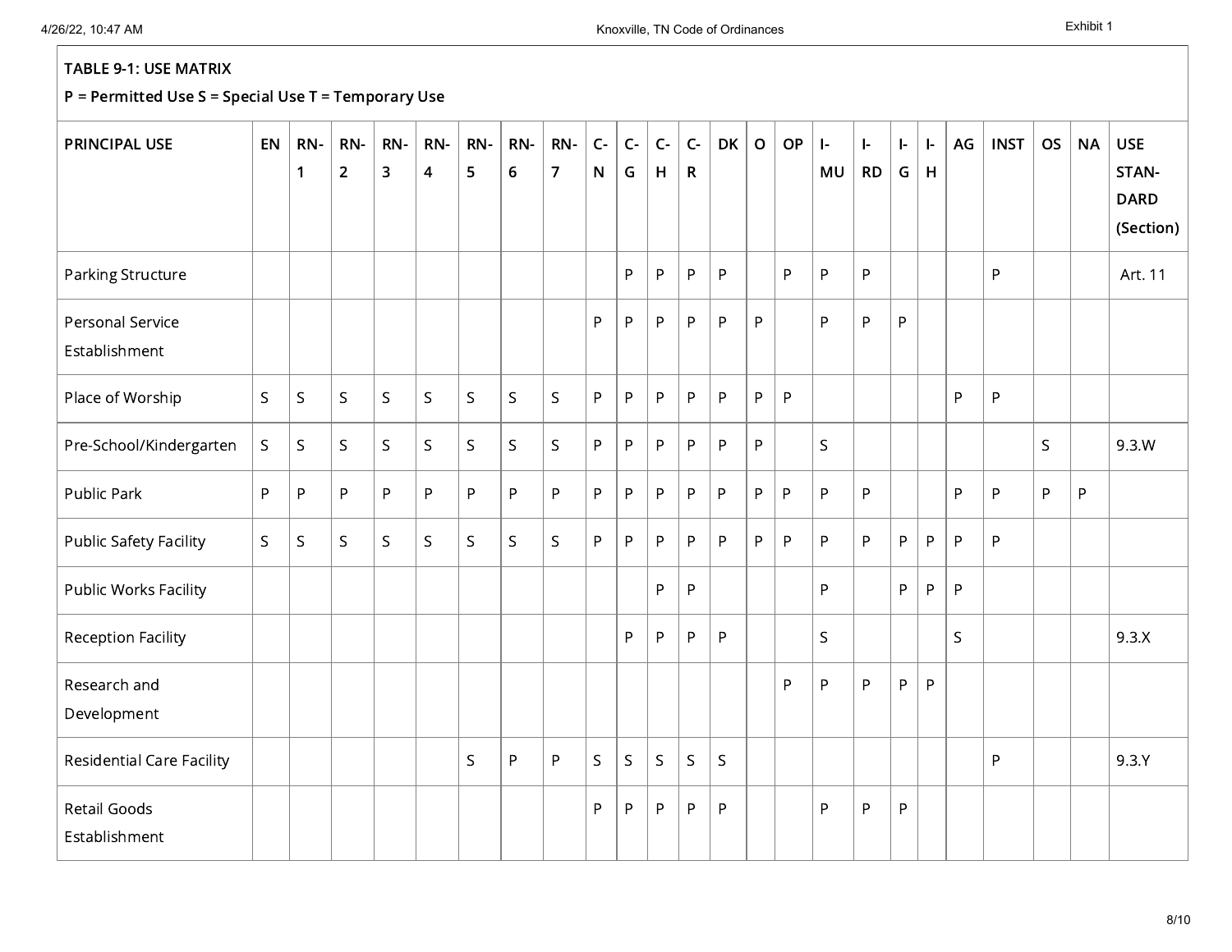**TABLE 9-1: USE MATRIX**

**P = Permitted Use S = Special Use T = Temporary Use**

| PRINCIPAL USE | EN | RN-1 | RN-2 | RN-3 | RN-4 | RN-5 | RN-6 | RN-7 | C-N | C-G | C-H | C-R | DK | O | OP | I-MU | I-RD | I-G | I-H | AG | INST | OS | NA | USE STANDARD (Section) |
|---|---|---|---|---|---|---|---|---|---|---|---|---|---|---|---|---|---|---|---|---|---|---|---|---|
| Parking Structure | | | | | | | | | | P | P | P | P | | P | P | P | | | | P | | | Art. 11 |
| Personal Service Establishment | | | | | | | | | P | P | P | P | P | P | | P | P | P | | | | | | |
| Place of Worship | S | S | S | S | S | S | S | S | P | P | P | P | P | P | P | | | | | P | P | | | |
| Pre-School/Kindergarten | S | S | S | S | S | S | S | S | P | P | P | P | P | P | | S | | | | | | S | | 9.3.W |
| Public Park | P | P | P | P | P | P | P | P | P | P | P | P | P | P | P | P | P | | | P | P | P | P | |
| Public Safety Facility | S | S | S | S | S | S | S | S | P | P | P | P | P | P | P | P | P | P | P | P | P | | | |
| Public Works Facility | | | | | | | | | | | P | P | | | | P | | P | P | P | | | | |
| Reception Facility | | | | | | | | | | P | P | P | P | | | S | | | | S | | | | 9.3.X |
| Research and Development | | | | | | | | | | | | | | | P | P | P | P | P | | | | | |
| Residential Care Facility | | | | | | S | P | P | S | S | S | S | S | | | | | | | | P | | | 9.3.Y |
| Retail Goods Establishment | | | | | | | | | P | P | P | P | P | | | P | P | P | | | | | | |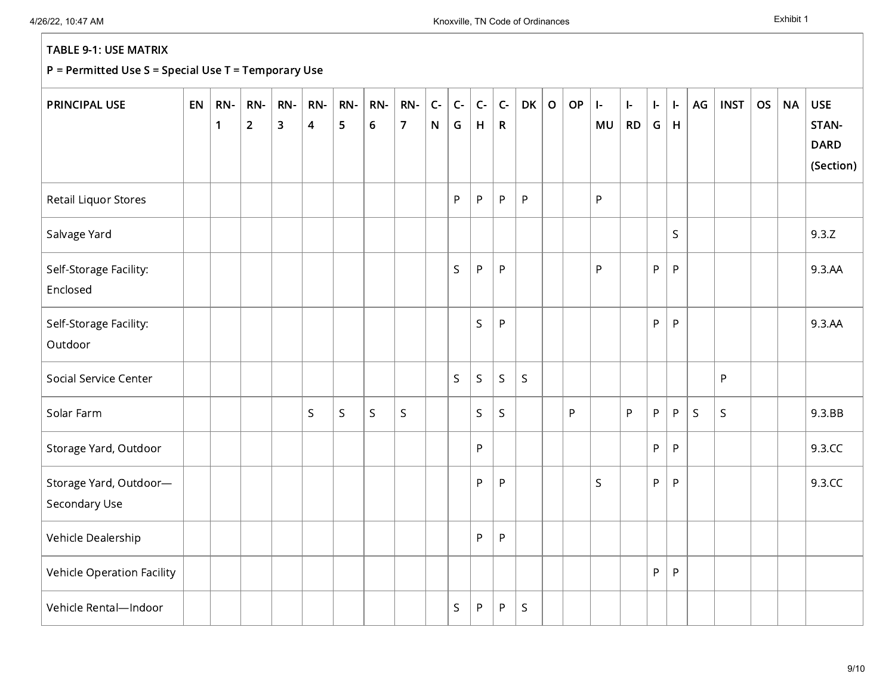**TABLE 9-1: USE MATRIX**

**P = Permitted Use S = Special Use T = Temporary Use**

| PRINCIPAL USE | EN | RN-1 | RN-2 | RN-3 | RN-4 | RN-5 | RN-6 | RN-7 | C-N | C-G | C-H | C-R | DK | O | OP | I-MU | I-RD | I-G | I-H | AG | INST | OS | NA | USE STANDARD (Section) |
|---|---|---|---|---|---|---|---|---|---|---|---|---|---|---|---|---|---|---|---|---|---|---|---|---|
| Retail Liquor Stores | | | | | | | | | | P | P | P | P | | | P | | | | | | | | |
| Salvage Yard | | | | | | | | | | | | | | | | | | | S | | | | | 9.3.Z |
| Self-Storage Facility: Enclosed | | | | | | | | | | S | P | P | | | | P | | P | P | | | | | 9.3.AA |
| Self-Storage Facility: Outdoor | | | | | | | | | | | S | P | | | | | | P | P | | | | | 9.3.AA |
| Social Service Center | | | | | | | | | | S | S | S | S | | | | | | | | P | | | |
| Solar Farm | | | | | S | S | S | S | | | S | S | | | P | | P | P | P | S | S | | | 9.3.BB |
| Storage Yard, Outdoor | | | | | | | | | | | P | | | | | | | P | P | | | | | 9.3.CC |
| Storage Yard, Outdoor—Secondary Use | | | | | | | | | | | P | P | | | | S | | P | P | | | | | 9.3.CC |
| Vehicle Dealership | | | | | | | | | | | P | P | | | | | | | | | | | | |
| Vehicle Operation Facility | | | | | | | | | | | | | | | | | | P | P | | | | | |
| Vehicle Rental—Indoor | | | | | | | | | | S | P | P | S | | | | | | | | | | | |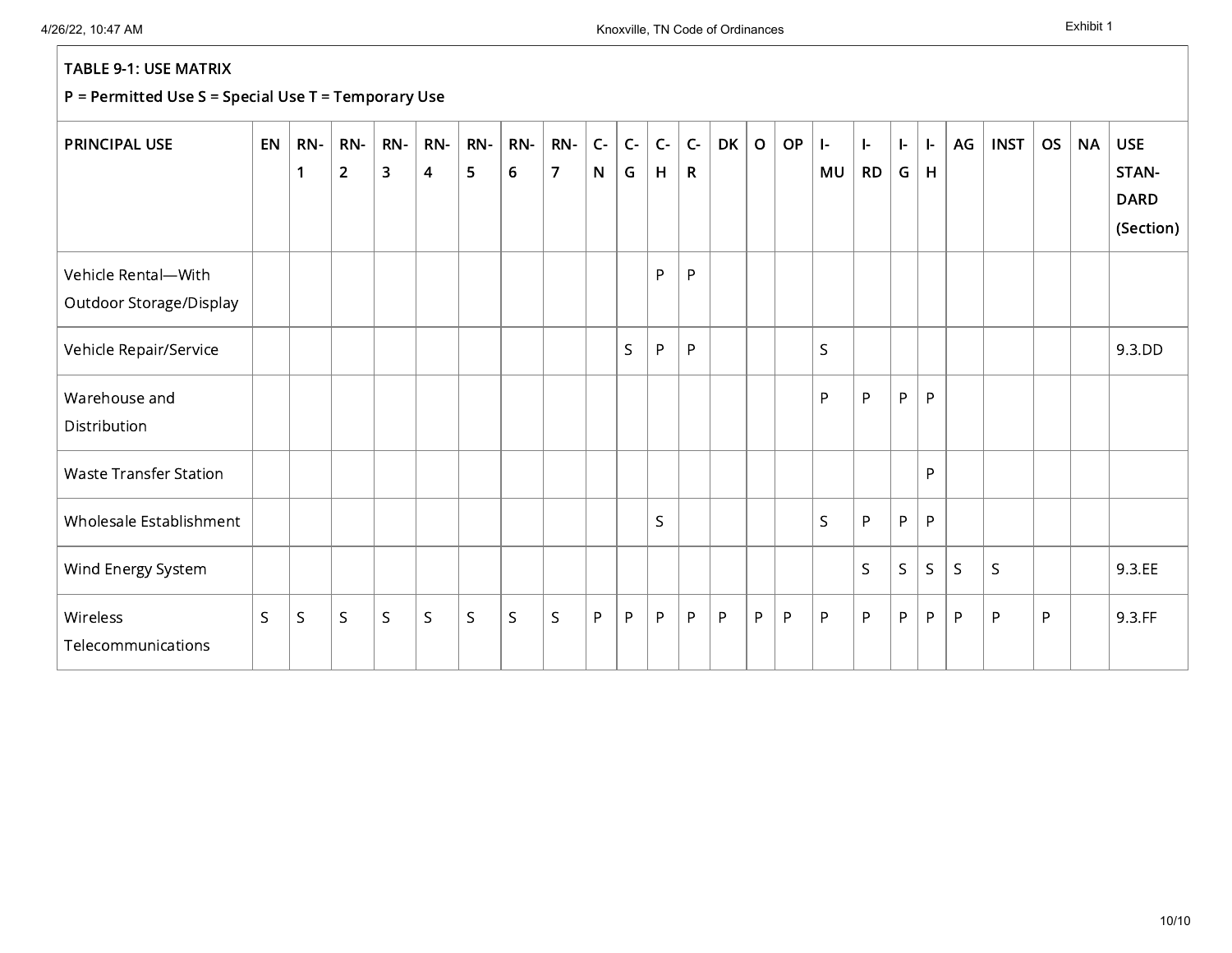**TABLE 9-1: USE MATRIX**

**P = Permitted Use S = Special Use T = Temporary Use**

| PRINCIPAL USE | EN | RN-1 | RN-2 | RN-3 | RN-4 | RN-5 | RN-6 | RN-7 | C-N | C-G | C-H | C-R | DK | O | OP | I-MU | I-RD | I-G | I-H | AG | INST | OS | NA | USE STANDARD (Section) |
|---|---|---|---|---|---|---|---|---|---|---|---|---|---|---|---|---|---|---|---|---|---|---|---|---|
| Vehicle Rental—With Outdoor Storage/Display | | | | | | | | | | | P | P | | | | | | | | | | | | |
| Vehicle Repair/Service | | | | | | | | | | S | P | P | | | | S | | | | | | | | 9.3.DD |
| Warehouse and Distribution | | | | | | | | | | | | | | | | P | P | P | P | | | | | |
| Waste Transfer Station | | | | | | | | | | | | | | | | | | | P | | | | | |
| Wholesale Establishment | | | | | | | | | | | S | | | | | S | P | P | P | | | | | |
| Wind Energy System | | | | | | | | | | | | | | | | | S | S | S | S | S | | | 9.3.EE |
| Wireless Telecommunications | S | S | S | S | S | S | S | S | P | P | P | P | P | P | P | P | P | P | P | P | P | P | | 9.3.FF |